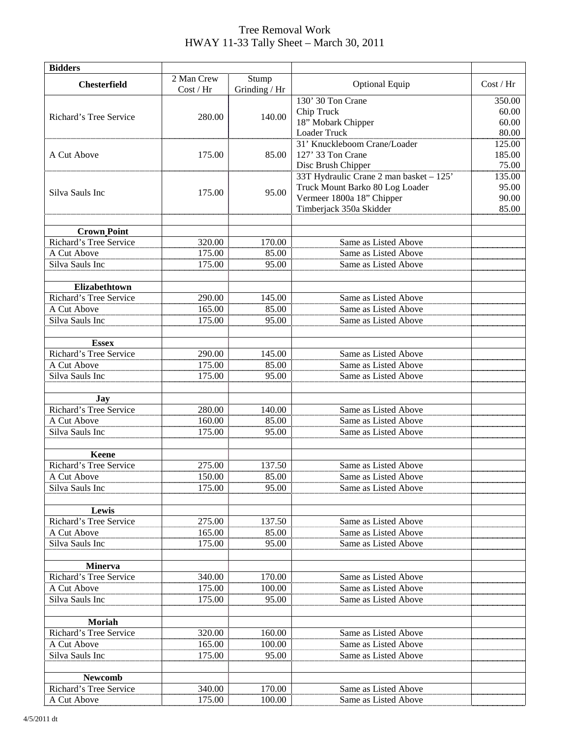# Tree Removal Work

## HWAY 11-33 Tally Sheet – March 30, 2011

| **Bidders** | | | | |
|---|---|---|---|---|
| **Chesterfield** | 2 Man Crew Cost / Hr | Stump Grinding / Hr | Optional Equip | Cost / Hr |
| Richard's Tree Service | 280.00 | 140.00 | 130' 30 Ton Crane<br>Chip Truck<br>18" Mobark Chipper<br>Loader Truck | 350.00<br>60.00<br>60.00<br>80.00 |
| A Cut Above | 175.00 | 85.00 | 31' Knuckleboom Crane/Loader<br>127' 33 Ton Crane<br>Disc Brush Chipper | 125.00<br>185.00<br>75.00 |
| Silva Sauls Inc | 175.00 | 95.00 | 33T Hydraulic Crane 2 man basket – 125'<br>Truck Mount Barko 80 Log Loader<br>Vermeer 1800a 18" Chipper<br>Timberjack 350a Skidder | 135.00<br>95.00<br>90.00<br>85.00 |
| | | | | |
| **Crown Point** | | | | |
| Richard's Tree Service | 320.00 | 170.00 | Same as Listed Above | |
| A Cut Above | 175.00 | 85.00 | Same as Listed Above | |
| Silva Sauls Inc | 175.00 | 95.00 | Same as Listed Above | |
| | | | | |
| **Elizabethtown** | | | | |
| Richard's Tree Service | 290.00 | 145.00 | Same as Listed Above | |
| A Cut Above | 165.00 | 85.00 | Same as Listed Above | |
| Silva Sauls Inc | 175.00 | 95.00 | Same as Listed Above | |
| | | | | |
| **Essex** | | | | |
| Richard's Tree Service | 290.00 | 145.00 | Same as Listed Above | |
| A Cut Above | 175.00 | 85.00 | Same as Listed Above | |
| Silva Sauls Inc | 175.00 | 95.00 | Same as Listed Above | |
| | | | | |
| **Jay** | | | | |
| Richard's Tree Service | 280.00 | 140.00 | Same as Listed Above | |
| A Cut Above | 160.00 | 85.00 | Same as Listed Above | |
| Silva Sauls Inc | 175.00 | 95.00 | Same as Listed Above | |
| | | | | |
| **Keene** | | | | |
| Richard's Tree Service | 275.00 | 137.50 | Same as Listed Above | |
| A Cut Above | 150.00 | 85.00 | Same as Listed Above | |
| Silva Sauls Inc | 175.00 | 95.00 | Same as Listed Above | |
| | | | | |
| **Lewis** | | | | |
| Richard's Tree Service | 275.00 | 137.50 | Same as Listed Above | |
| A Cut Above | 165.00 | 85.00 | Same as Listed Above | |
| Silva Sauls Inc | 175.00 | 95.00 | Same as Listed Above | |
| | | | | |
| **Minerva** | | | | |
| Richard's Tree Service | 340.00 | 170.00 | Same as Listed Above | |
| A Cut Above | 175.00 | 100.00 | Same as Listed Above | |
| Silva Sauls Inc | 175.00 | 95.00 | Same as Listed Above | |
| | | | | |
| **Moriah** | | | | |
| Richard's Tree Service | 320.00 | 160.00 | Same as Listed Above | |
| A Cut Above | 165.00 | 100.00 | Same as Listed Above | |
| Silva Sauls Inc | 175.00 | 95.00 | Same as Listed Above | |
| | | | | |
| **Newcomb** | | | | |
| Richard's Tree Service | 340.00 | 170.00 | Same as Listed Above | |
| A Cut Above | 175.00 | 100.00 | Same as Listed Above | |

4/5/2011 dt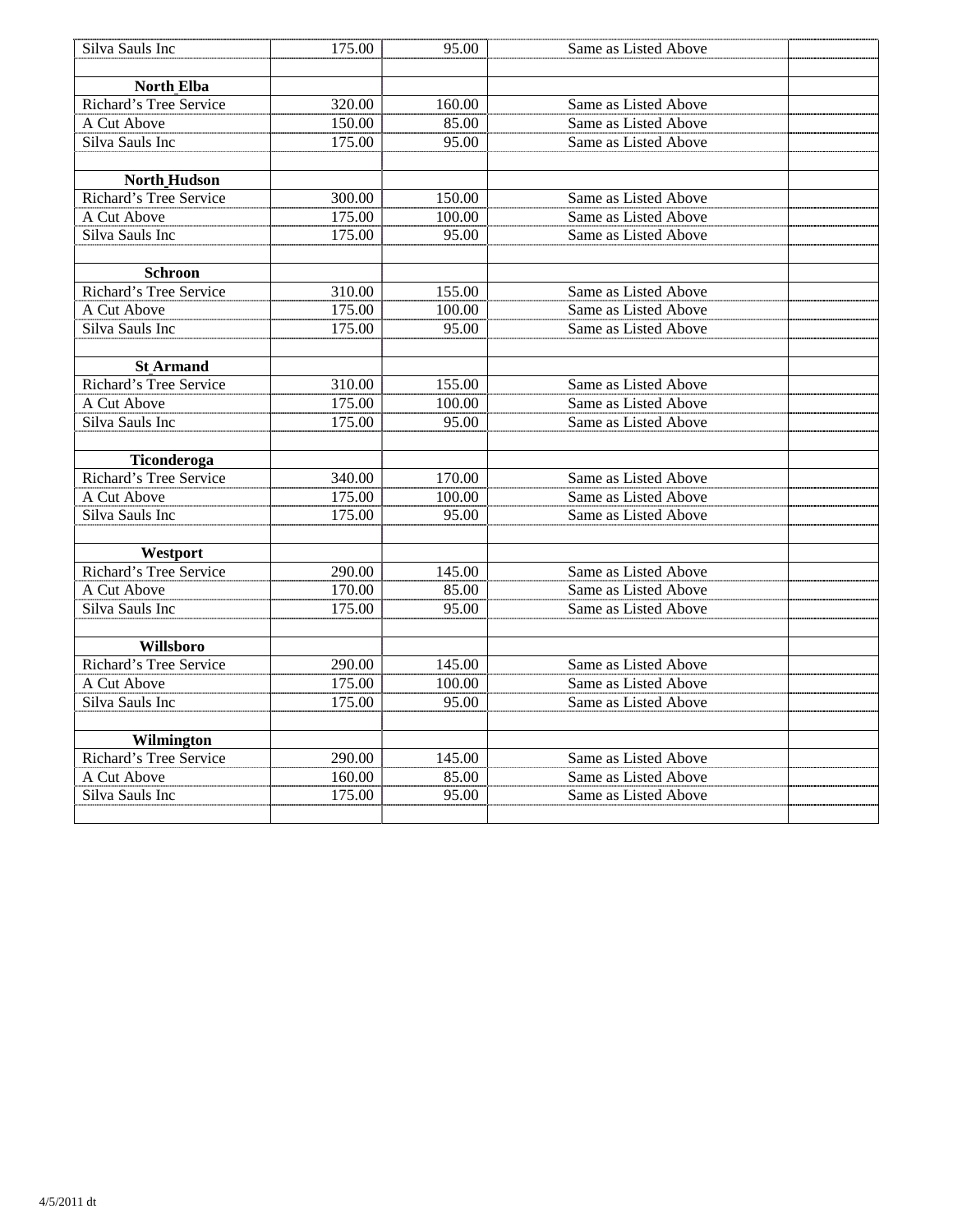| | | | | |
|---|---|---|---|---|
| Silva Sauls Inc | 175.00 | 95.00 | Same as Listed Above | |
| | | | | |
| **North Elba** | | | | |
| Richard's Tree Service | 320.00 | 160.00 | Same as Listed Above | |
| A Cut Above | 150.00 | 85.00 | Same as Listed Above | |
| Silva Sauls Inc | 175.00 | 95.00 | Same as Listed Above | |
| | | | | |
| **North Hudson** | | | | |
| Richard's Tree Service | 300.00 | 150.00 | Same as Listed Above | |
| A Cut Above | 175.00 | 100.00 | Same as Listed Above | |
| Silva Sauls Inc | 175.00 | 95.00 | Same as Listed Above | |
| | | | | |
| **Schroon** | | | | |
| Richard's Tree Service | 310.00 | 155.00 | Same as Listed Above | |
| A Cut Above | 175.00 | 100.00 | Same as Listed Above | |
| Silva Sauls Inc | 175.00 | 95.00 | Same as Listed Above | |
| | | | | |
| **St Armand** | | | | |
| Richard's Tree Service | 310.00 | 155.00 | Same as Listed Above | |
| A Cut Above | 175.00 | 100.00 | Same as Listed Above | |
| Silva Sauls Inc | 175.00 | 95.00 | Same as Listed Above | |
| | | | | |
| **Ticonderoga** | | | | |
| Richard's Tree Service | 340.00 | 170.00 | Same as Listed Above | |
| A Cut Above | 175.00 | 100.00 | Same as Listed Above | |
| Silva Sauls Inc | 175.00 | 95.00 | Same as Listed Above | |
| | | | | |
| **Westport** | | | | |
| Richard's Tree Service | 290.00 | 145.00 | Same as Listed Above | |
| A Cut Above | 170.00 | 85.00 | Same as Listed Above | |
| Silva Sauls Inc | 175.00 | 95.00 | Same as Listed Above | |
| | | | | |
| **Willsboro** | | | | |
| Richard's Tree Service | 290.00 | 145.00 | Same as Listed Above | |
| A Cut Above | 175.00 | 100.00 | Same as Listed Above | |
| Silva Sauls Inc | 175.00 | 95.00 | Same as Listed Above | |
| | | | | |
| **Wilmington** | | | | |
| Richard's Tree Service | 290.00 | 145.00 | Same as Listed Above | |
| A Cut Above | 160.00 | 85.00 | Same as Listed Above | |
| Silva Sauls Inc | 175.00 | 95.00 | Same as Listed Above | |
| | | | | |

4/5/2011 dt